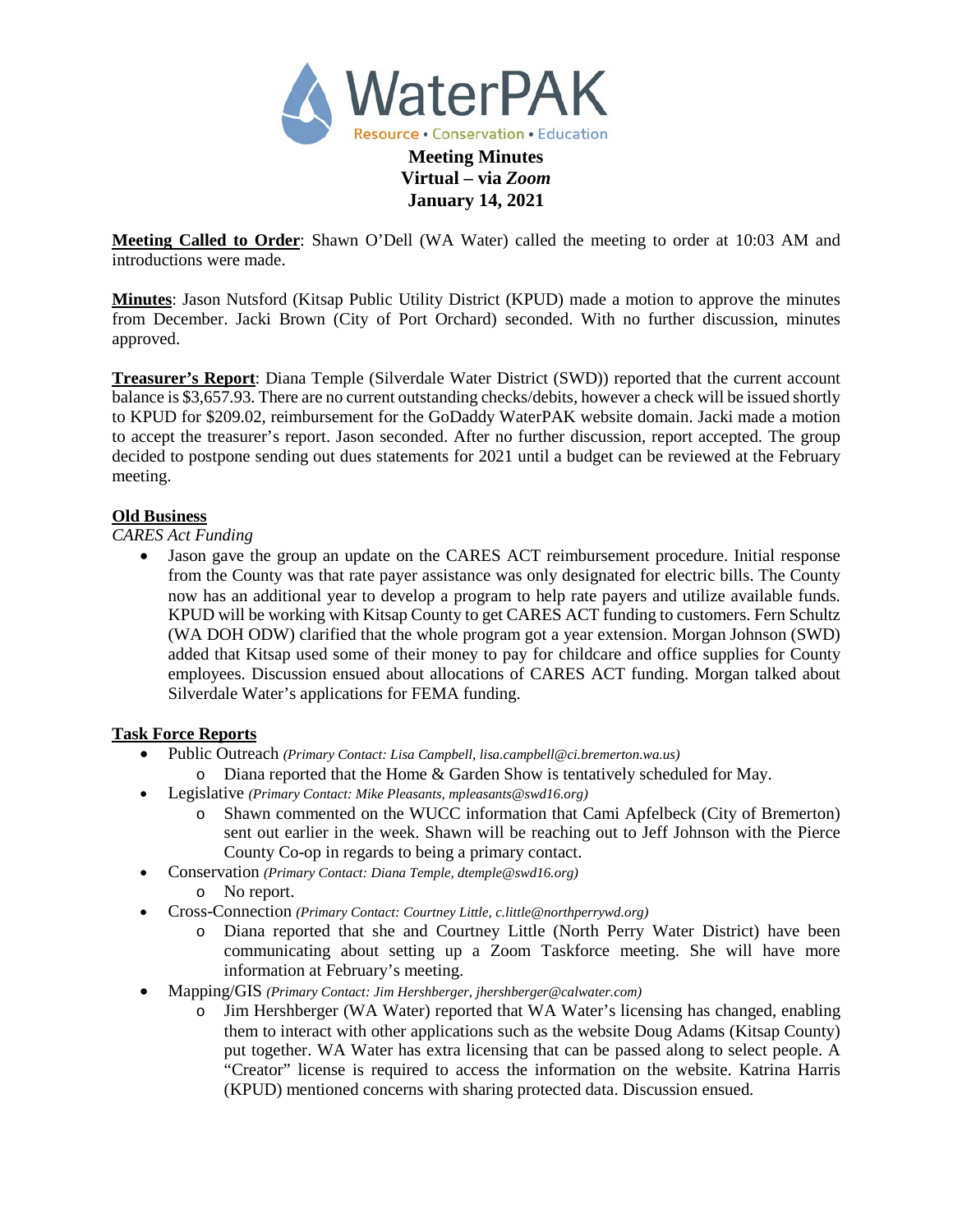# WaterPAK

Resource • Conservation • Education

**Meeting Minutes**
**Virtual – via *Zoom***
**January 14, 2021**

**Meeting Called to Order**: Shawn O'Dell (WA Water) called the meeting to order at 10:03 AM and introductions were made.

**Minutes**: Jason Nutsford (Kitsap Public Utility District (KPUD) made a motion to approve the minutes from December. Jacki Brown (City of Port Orchard) seconded. With no further discussion, minutes approved.

**Treasurer's Report**: Diana Temple (Silverdale Water District (SWD)) reported that the current account balance is $3,657.93. There are no current outstanding checks/debits, however a check will be issued shortly to KPUD for $209.02, reimbursement for the GoDaddy WaterPAK website domain. Jacki made a motion to accept the treasurer's report. Jason seconded. After no further discussion, report accepted. The group decided to postpone sending out dues statements for 2021 until a budget can be reviewed at the February meeting.

**Old Business**

*CARES Act Funding*

- Jason gave the group an update on the CARES ACT reimbursement procedure. Initial response from the County was that rate payer assistance was only designated for electric bills. The County now has an additional year to develop a program to help rate payers and utilize available funds. KPUD will be working with Kitsap County to get CARES ACT funding to customers. Fern Schultz (WA DOH ODW) clarified that the whole program got a year extension. Morgan Johnson (SWD) added that Kitsap used some of their money to pay for childcare and office supplies for County employees. Discussion ensued about allocations of CARES ACT funding. Morgan talked about Silverdale Water's applications for FEMA funding.

**Task Force Reports**

- Public Outreach *(Primary Contact: Lisa Campbell, lisa.campbell@ci.bremerton.wa.us)*
  - Diana reported that the Home & Garden Show is tentatively scheduled for May.
- Legislative *(Primary Contact: Mike Pleasants, mpleasants@swd16.org)*
  - Shawn commented on the WUCC information that Cami Apfelbeck (City of Bremerton) sent out earlier in the week. Shawn will be reaching out to Jeff Johnson with the Pierce County Co-op in regards to being a primary contact.
- Conservation *(Primary Contact: Diana Temple, dtemple@swd16.org)*
  - No report.
- Cross-Connection *(Primary Contact: Courtney Little, c.little@northperrywd.org)*
  - Diana reported that she and Courtney Little (North Perry Water District) have been communicating about setting up a Zoom Taskforce meeting. She will have more information at February's meeting.
- Mapping/GIS *(Primary Contact: Jim Hershberger, jhershberger@calwater.com)*
  - Jim Hershberger (WA Water) reported that WA Water's licensing has changed, enabling them to interact with other applications such as the website Doug Adams (Kitsap County) put together. WA Water has extra licensing that can be passed along to select people. A "Creator" license is required to access the information on the website. Katrina Harris (KPUD) mentioned concerns with sharing protected data. Discussion ensued.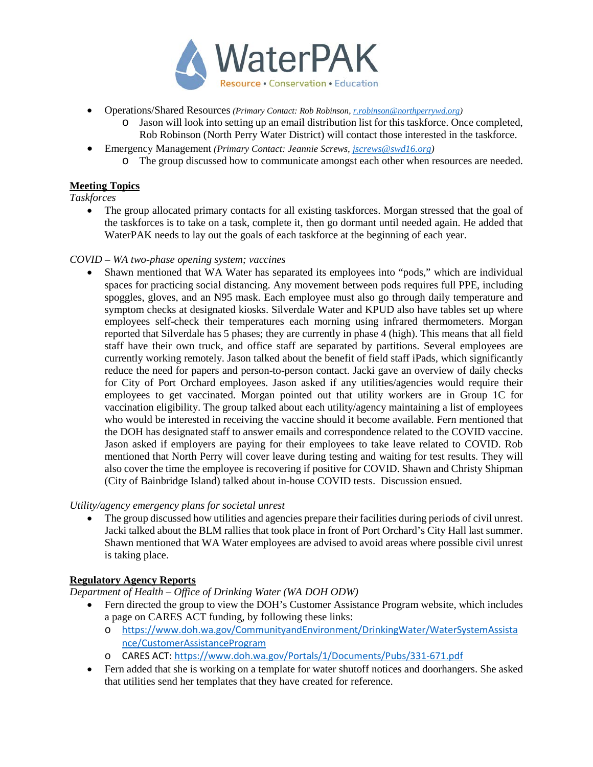- Operations/Shared Resources *(Primary Contact: Rob Robinson, r.robinson@northperrywd.org)*
  - Jason will look into setting up an email distribution list for this taskforce. Once completed, Rob Robinson (North Perry Water District) will contact those interested in the taskforce.
- Emergency Management *(Primary Contact: Jeannie Screws, jscrews@swd16.org)*
  - The group discussed how to communicate amongst each other when resources are needed.

**Meeting Topics**

*Taskforces*

- The group allocated primary contacts for all existing taskforces. Morgan stressed that the goal of the taskforces is to take on a task, complete it, then go dormant until needed again. He added that WaterPAK needs to lay out the goals of each taskforce at the beginning of each year.

*COVID – WA two-phase opening system; vaccines*

- Shawn mentioned that WA Water has separated its employees into "pods," which are individual spaces for practicing social distancing. Any movement between pods requires full PPE, including spoggles, gloves, and an N95 mask. Each employee must also go through daily temperature and symptom checks at designated kiosks. Silverdale Water and KPUD also have tables set up where employees self-check their temperatures each morning using infrared thermometers. Morgan reported that Silverdale has 5 phases; they are currently in phase 4 (high). This means that all field staff have their own truck, and office staff are separated by partitions. Several employees are currently working remotely. Jason talked about the benefit of field staff iPads, which significantly reduce the need for papers and person-to-person contact. Jacki gave an overview of daily checks for City of Port Orchard employees. Jason asked if any utilities/agencies would require their employees to get vaccinated. Morgan pointed out that utility workers are in Group 1C for vaccination eligibility. The group talked about each utility/agency maintaining a list of employees who would be interested in receiving the vaccine should it become available. Fern mentioned that the DOH has designated staff to answer emails and correspondence related to the COVID vaccine. Jason asked if employers are paying for their employees to take leave related to COVID. Rob mentioned that North Perry will cover leave during testing and waiting for test results. They will also cover the time the employee is recovering if positive for COVID. Shawn and Christy Shipman (City of Bainbridge Island) talked about in-house COVID tests. Discussion ensued.

*Utility/agency emergency plans for societal unrest*

- The group discussed how utilities and agencies prepare their facilities during periods of civil unrest. Jacki talked about the BLM rallies that took place in front of Port Orchard's City Hall last summer. Shawn mentioned that WA Water employees are advised to avoid areas where possible civil unrest is taking place.

**Regulatory Agency Reports**

*Department of Health – Office of Drinking Water (WA DOH ODW)*

- Fern directed the group to view the DOH's Customer Assistance Program website, which includes a page on CARES ACT funding, by following these links:
  - https://www.doh.wa.gov/CommunityandEnvironment/DrinkingWater/WaterSystemAssistance/CustomerAssistanceProgram
  - CARES ACT: https://www.doh.wa.gov/Portals/1/Documents/Pubs/331-671.pdf
- Fern added that she is working on a template for water shutoff notices and doorhangers. She asked that utilities send her templates that they have created for reference.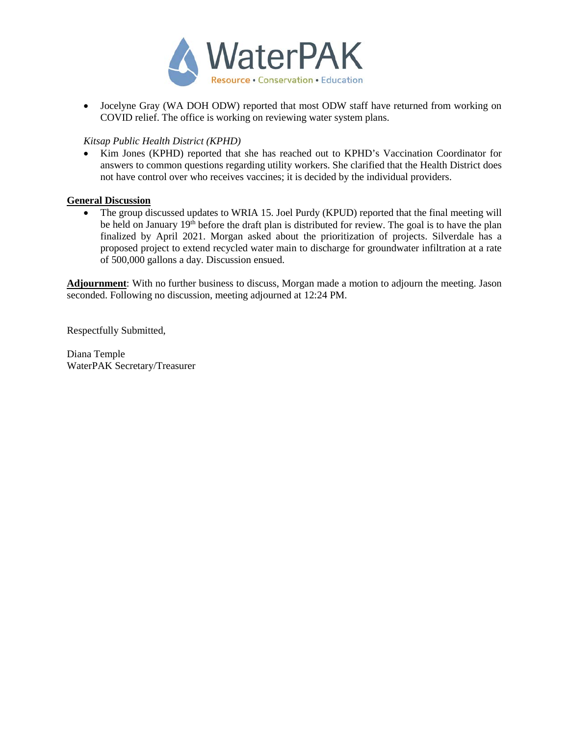- Jocelyne Gray (WA DOH ODW) reported that most ODW staff have returned from working on COVID relief. The office is working on reviewing water system plans.

*Kitsap Public Health District (KPHD)*

- Kim Jones (KPHD) reported that she has reached out to KPHD's Vaccination Coordinator for answers to common questions regarding utility workers. She clarified that the Health District does not have control over who receives vaccines; it is decided by the individual providers.

**General Discussion**

- The group discussed updates to WRIA 15. Joel Purdy (KPUD) reported that the final meeting will be held on January 19th before the draft plan is distributed for review. The goal is to have the plan finalized by April 2021. Morgan asked about the prioritization of projects. Silverdale has a proposed project to extend recycled water main to discharge for groundwater infiltration at a rate of 500,000 gallons a day. Discussion ensued.

**Adjournment**: With no further business to discuss, Morgan made a motion to adjourn the meeting. Jason seconded. Following no discussion, meeting adjourned at 12:24 PM.

Respectfully Submitted,

Diana Temple
WaterPAK Secretary/Treasurer